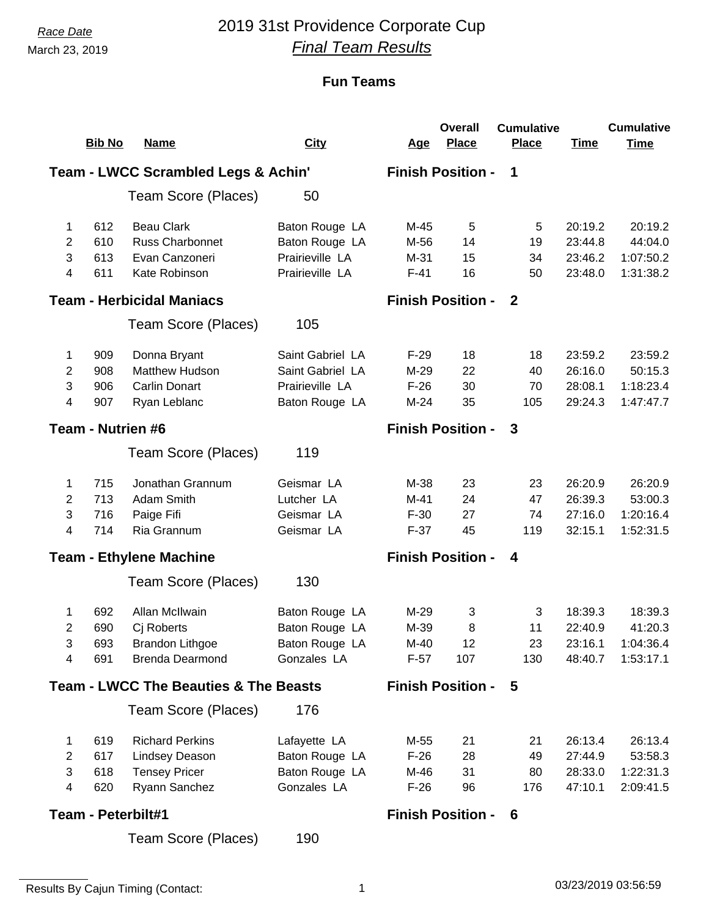*Race Date*

March 23, 2019

# 2019 31st Providence Corporate Cup

## *Final Team Results*

### Fun Teams

| | Bib No | Name | City | Age | Overall Place | Cumulative Place | Time | Cumulative Time |
|---|---|---|---|---|---|---|---|---|
| **Team - LWCC Scrambled Legs & Achin'** | | | | **Finish Position - 1** | | | | |
| | | Team Score (Places) | 50 | | | | | |
| 1 | 612 | Beau Clark | Baton Rouge LA | M-45 | 5 | 5 | 20:19.2 | 20:19.2 |
| 2 | 610 | Russ Charbonnet | Baton Rouge LA | M-56 | 14 | 19 | 23:44.8 | 44:04.0 |
| 3 | 613 | Evan Canzoneri | Prairieville LA | M-31 | 15 | 34 | 23:46.2 | 1:07:50.2 |
| 4 | 611 | Kate Robinson | Prairieville LA | F-41 | 16 | 50 | 23:48.0 | 1:31:38.2 |
| **Team - Herbicidal Maniacs** | | | | **Finish Position - 2** | | | | |
| | | Team Score (Places) | 105 | | | | | |
| 1 | 909 | Donna Bryant | Saint Gabriel LA | F-29 | 18 | 18 | 23:59.2 | 23:59.2 |
| 2 | 908 | Matthew Hudson | Saint Gabriel LA | M-29 | 22 | 40 | 26:16.0 | 50:15.3 |
| 3 | 906 | Carlin Donart | Prairieville LA | F-26 | 30 | 70 | 28:08.1 | 1:18:23.4 |
| 4 | 907 | Ryan Leblanc | Baton Rouge LA | M-24 | 35 | 105 | 29:24.3 | 1:47:47.7 |
| **Team - Nutrien #6** | | | | **Finish Position - 3** | | | | |
| | | Team Score (Places) | 119 | | | | | |
| 1 | 715 | Jonathan Grannum | Geismar LA | M-38 | 23 | 23 | 26:20.9 | 26:20.9 |
| 2 | 713 | Adam Smith | Lutcher LA | M-41 | 24 | 47 | 26:39.3 | 53:00.3 |
| 3 | 716 | Paige Fifi | Geismar LA | F-30 | 27 | 74 | 27:16.0 | 1:20:16.4 |
| 4 | 714 | Ria Grannum | Geismar LA | F-37 | 45 | 119 | 32:15.1 | 1:52:31.5 |
| **Team - Ethylene Machine** | | | | **Finish Position - 4** | | | | |
| | | Team Score (Places) | 130 | | | | | |
| 1 | 692 | Allan McIlwain | Baton Rouge LA | M-29 | 3 | 3 | 18:39.3 | 18:39.3 |
| 2 | 690 | Cj Roberts | Baton Rouge LA | M-39 | 8 | 11 | 22:40.9 | 41:20.3 |
| 3 | 693 | Brandon Lithgoe | Baton Rouge LA | M-40 | 12 | 23 | 23:16.1 | 1:04:36.4 |
| 4 | 691 | Brenda Dearmond | Gonzales LA | F-57 | 107 | 130 | 48:40.7 | 1:53:17.1 |
| **Team - LWCC The Beauties & The Beasts** | | | | **Finish Position - 5** | | | | |
| | | Team Score (Places) | 176 | | | | | |
| 1 | 619 | Richard Perkins | Lafayette LA | M-55 | 21 | 21 | 26:13.4 | 26:13.4 |
| 2 | 617 | Lindsey Deason | Baton Rouge LA | F-26 | 28 | 49 | 27:44.9 | 53:58.3 |
| 3 | 618 | Tensey Pricer | Baton Rouge LA | M-46 | 31 | 80 | 28:33.0 | 1:22:31.3 |
| 4 | 620 | Ryann Sanchez | Gonzales LA | F-26 | 96 | 176 | 47:10.1 | 2:09:41.5 |
| **Team - Peterbilt#1** | | | | **Finish Position - 6** | | | | |
| | | Team Score (Places) | 190 | | | | | |

Results By Cajun Timing (Contact:

03/23/2019 03:56:59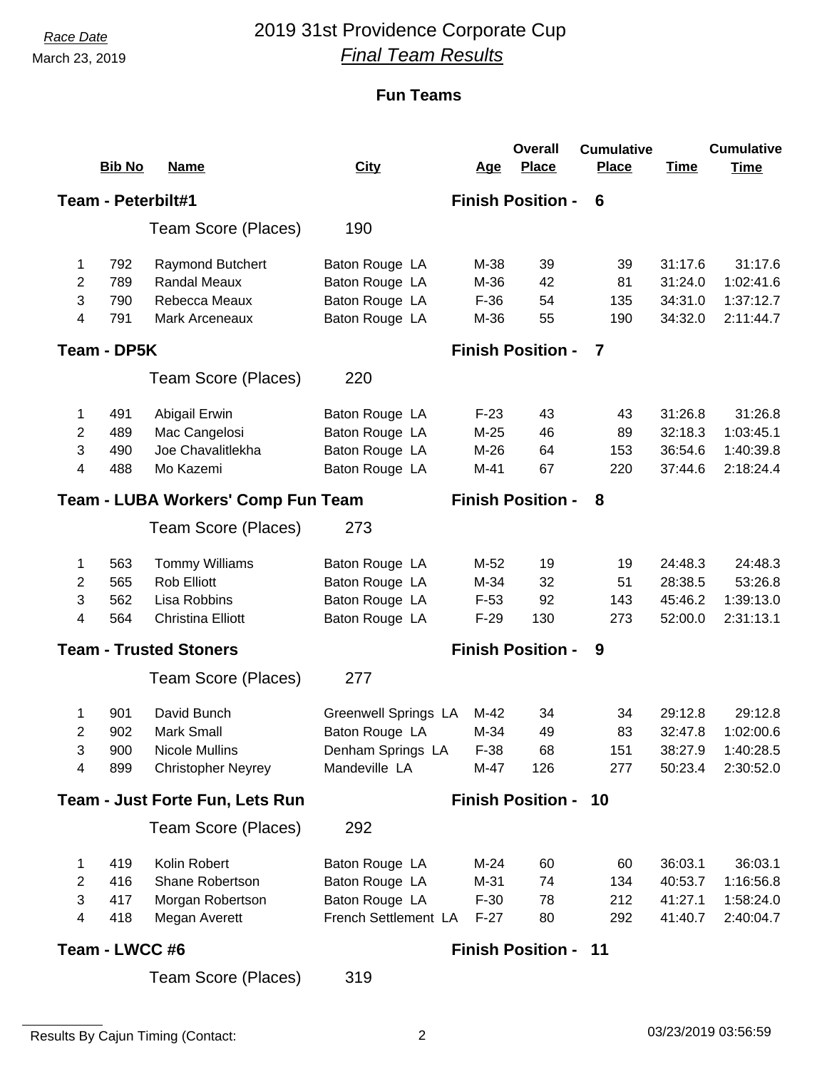Race Date
March 23, 2019

# 2019 31st Providence Corporate Cup
## *Final Team Results*

### Fun Teams

| | Bib No | Name | City | Age | Overall Place | Cumulative Place | Time | Cumulative Time |
|---|---|---|---|---|---|---|---|---|
| **Team - Peterbilt#1** | | | | **Finish Position - 6** | | | | |
| | | Team Score (Places) | 190 | | | | | |
| 1 | 792 | Raymond Butchert | Baton Rouge LA | M-38 | 39 | 39 | 31:17.6 | 31:17.6 |
| 2 | 789 | Randal Meaux | Baton Rouge LA | M-36 | 42 | 81 | 31:24.0 | 1:02:41.6 |
| 3 | 790 | Rebecca Meaux | Baton Rouge LA | F-36 | 54 | 135 | 34:31.0 | 1:37:12.7 |
| 4 | 791 | Mark Arceneaux | Baton Rouge LA | M-36 | 55 | 190 | 34:32.0 | 2:11:44.7 |
| **Team - DP5K** | | | | **Finish Position - 7** | | | | |
| | | Team Score (Places) | 220 | | | | | |
| 1 | 491 | Abigail Erwin | Baton Rouge LA | F-23 | 43 | 43 | 31:26.8 | 31:26.8 |
| 2 | 489 | Mac Cangelosi | Baton Rouge LA | M-25 | 46 | 89 | 32:18.3 | 1:03:45.1 |
| 3 | 490 | Joe Chavalitlekha | Baton Rouge LA | M-26 | 64 | 153 | 36:54.6 | 1:40:39.8 |
| 4 | 488 | Mo Kazemi | Baton Rouge LA | M-41 | 67 | 220 | 37:44.6 | 2:18:24.4 |
| **Team - LUBA Workers' Comp Fun Team** | | | | **Finish Position - 8** | | | | |
| | | Team Score (Places) | 273 | | | | | |
| 1 | 563 | Tommy Williams | Baton Rouge LA | M-52 | 19 | 19 | 24:48.3 | 24:48.3 |
| 2 | 565 | Rob Elliott | Baton Rouge LA | M-34 | 32 | 51 | 28:38.5 | 53:26.8 |
| 3 | 562 | Lisa Robbins | Baton Rouge LA | F-53 | 92 | 143 | 45:46.2 | 1:39:13.0 |
| 4 | 564 | Christina Elliott | Baton Rouge LA | F-29 | 130 | 273 | 52:00.0 | 2:31:13.1 |
| **Team - Trusted Stoners** | | | | **Finish Position - 9** | | | | |
| | | Team Score (Places) | 277 | | | | | |
| 1 | 901 | David Bunch | Greenwell Springs LA | M-42 | 34 | 34 | 29:12.8 | 29:12.8 |
| 2 | 902 | Mark Small | Baton Rouge LA | M-34 | 49 | 83 | 32:47.8 | 1:02:00.6 |
| 3 | 900 | Nicole Mullins | Denham Springs LA | F-38 | 68 | 151 | 38:27.9 | 1:40:28.5 |
| 4 | 899 | Christopher Neyrey | Mandeville LA | M-47 | 126 | 277 | 50:23.4 | 2:30:52.0 |
| **Team - Just Forte Fun, Lets Run** | | | | **Finish Position - 10** | | | | |
| | | Team Score (Places) | 292 | | | | | |
| 1 | 419 | Kolin Robert | Baton Rouge LA | M-24 | 60 | 60 | 36:03.1 | 36:03.1 |
| 2 | 416 | Shane Robertson | Baton Rouge LA | M-31 | 74 | 134 | 40:53.7 | 1:16:56.8 |
| 3 | 417 | Morgan Robertson | Baton Rouge LA | F-30 | 78 | 212 | 41:27.1 | 1:58:24.0 |
| 4 | 418 | Megan Averett | French Settlement LA | F-27 | 80 | 292 | 41:40.7 | 2:40:04.7 |
| **Team - LWCC #6** | | | | **Finish Position - 11** | | | | |
| | | Team Score (Places) | 319 | | | | | |

Results By Cajun Timing (Contact:

03/23/2019 03:56:59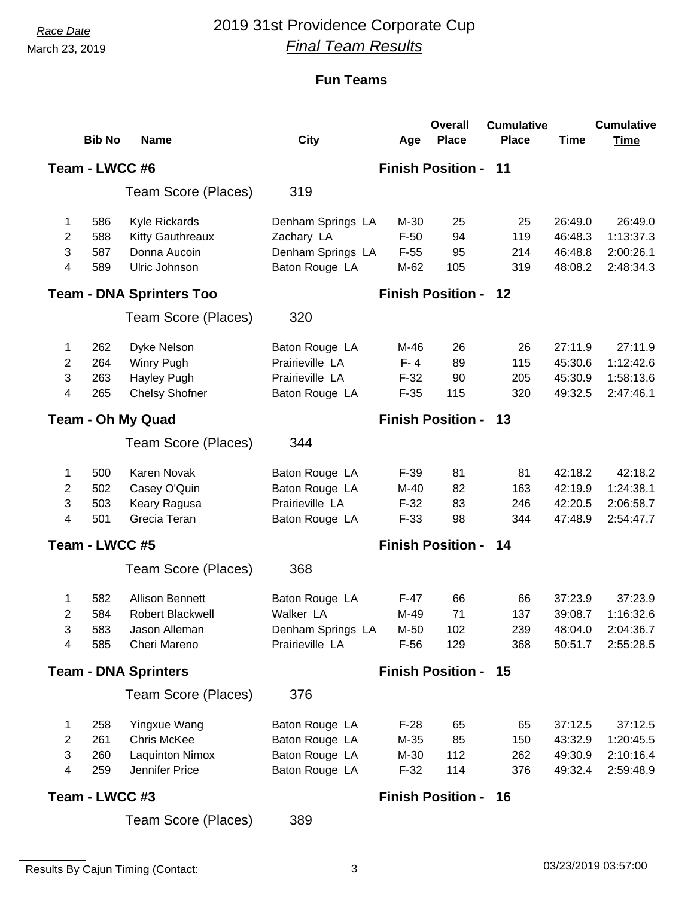*Race Date*
March 23, 2019

# 2019 31st Providence Corporate Cup
## *Final Team Results*

### Fun Teams

| | Bib No | Name | City | Age | Overall Place | Cumulative Place | Time | Cumulative Time |
|---|---|---|---|---|---|---|---|---|
| **Team - LWCC #6** | | | | **Finish Position - 11** | | | | |
| | | Team Score (Places) | 319 | | | | | |
| 1 | 586 | Kyle Rickards | Denham Springs LA | M-30 | 25 | 25 | 26:49.0 | 26:49.0 |
| 2 | 588 | Kitty Gauthreaux | Zachary LA | F-50 | 94 | 119 | 46:48.3 | 1:13:37.3 |
| 3 | 587 | Donna Aucoin | Denham Springs LA | F-55 | 95 | 214 | 46:48.8 | 2:00:26.1 |
| 4 | 589 | Ulric Johnson | Baton Rouge LA | M-62 | 105 | 319 | 48:08.2 | 2:48:34.3 |
| **Team - DNA Sprinters Too** | | | | **Finish Position - 12** | | | | |
| | | Team Score (Places) | 320 | | | | | |
| 1 | 262 | Dyke Nelson | Baton Rouge LA | M-46 | 26 | 26 | 27:11.9 | 27:11.9 |
| 2 | 264 | Winry Pugh | Prairieville LA | F- 4 | 89 | 115 | 45:30.6 | 1:12:42.6 |
| 3 | 263 | Hayley Pugh | Prairieville LA | F-32 | 90 | 205 | 45:30.9 | 1:58:13.6 |
| 4 | 265 | Chelsy Shofner | Baton Rouge LA | F-35 | 115 | 320 | 49:32.5 | 2:47:46.1 |
| **Team - Oh My Quad** | | | | **Finish Position - 13** | | | | |
| | | Team Score (Places) | 344 | | | | | |
| 1 | 500 | Karen Novak | Baton Rouge LA | F-39 | 81 | 81 | 42:18.2 | 42:18.2 |
| 2 | 502 | Casey O'Quin | Baton Rouge LA | M-40 | 82 | 163 | 42:19.9 | 1:24:38.1 |
| 3 | 503 | Keary Ragusa | Prairieville LA | F-32 | 83 | 246 | 42:20.5 | 2:06:58.7 |
| 4 | 501 | Grecia Teran | Baton Rouge LA | F-33 | 98 | 344 | 47:48.9 | 2:54:47.7 |
| **Team - LWCC #5** | | | | **Finish Position - 14** | | | | |
| | | Team Score (Places) | 368 | | | | | |
| 1 | 582 | Allison Bennett | Baton Rouge LA | F-47 | 66 | 66 | 37:23.9 | 37:23.9 |
| 2 | 584 | Robert Blackwell | Walker LA | M-49 | 71 | 137 | 39:08.7 | 1:16:32.6 |
| 3 | 583 | Jason Alleman | Denham Springs LA | M-50 | 102 | 239 | 48:04.0 | 2:04:36.7 |
| 4 | 585 | Cheri Mareno | Prairieville LA | F-56 | 129 | 368 | 50:51.7 | 2:55:28.5 |
| **Team - DNA Sprinters** | | | | **Finish Position - 15** | | | | |
| | | Team Score (Places) | 376 | | | | | |
| 1 | 258 | Yingxue Wang | Baton Rouge LA | F-28 | 65 | 65 | 37:12.5 | 37:12.5 |
| 2 | 261 | Chris McKee | Baton Rouge LA | M-35 | 85 | 150 | 43:32.9 | 1:20:45.5 |
| 3 | 260 | Laquinton Nimox | Baton Rouge LA | M-30 | 112 | 262 | 49:30.9 | 2:10:16.4 |
| 4 | 259 | Jennifer Price | Baton Rouge LA | F-32 | 114 | 376 | 49:32.4 | 2:59:48.9 |
| **Team - LWCC #3** | | | | **Finish Position - 16** | | | | |
| | | Team Score (Places) | 389 | | | | | |

Results By Cajun Timing (Contact: | 03/23/2019 03:57:00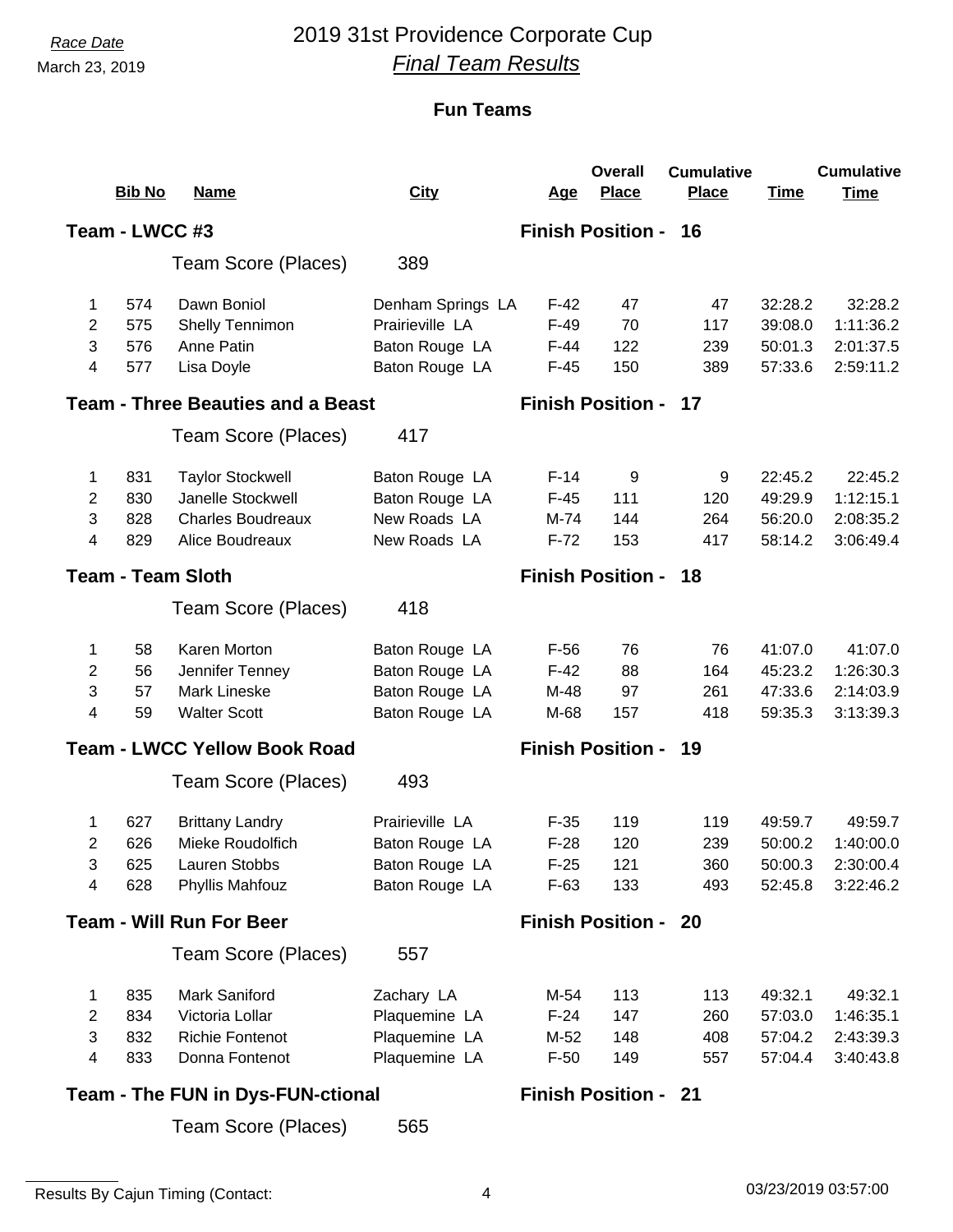*Race Date*
March 23, 2019

# 2019 31st Providence Corporate Cup
## *Final Team Results*

### Fun Teams

| | Bib No | Name | City | Age | Overall Place | Cumulative Place | Time | Cumulative Time |
|---|---|---|---|---|---|---|---|---|
| **Team - LWCC #3** | | | | **Finish Position - 16** | | | | |
| | | Team Score (Places) | 389 | | | | | |
| 1 | 574 | Dawn Boniol | Denham Springs LA | F-42 | 47 | 47 | 32:28.2 | 32:28.2 |
| 2 | 575 | Shelly Tennimon | Prairieville LA | F-49 | 70 | 117 | 39:08.0 | 1:11:36.2 |
| 3 | 576 | Anne Patin | Baton Rouge LA | F-44 | 122 | 239 | 50:01.3 | 2:01:37.5 |
| 4 | 577 | Lisa Doyle | Baton Rouge LA | F-45 | 150 | 389 | 57:33.6 | 2:59:11.2 |
| **Team - Three Beauties and a Beast** | | | | **Finish Position - 17** | | | | |
| | | Team Score (Places) | 417 | | | | | |
| 1 | 831 | Taylor Stockwell | Baton Rouge LA | F-14 | 9 | 9 | 22:45.2 | 22:45.2 |
| 2 | 830 | Janelle Stockwell | Baton Rouge LA | F-45 | 111 | 120 | 49:29.9 | 1:12:15.1 |
| 3 | 828 | Charles Boudreaux | New Roads LA | M-74 | 144 | 264 | 56:20.0 | 2:08:35.2 |
| 4 | 829 | Alice Boudreaux | New Roads LA | F-72 | 153 | 417 | 58:14.2 | 3:06:49.4 |
| **Team - Team Sloth** | | | | **Finish Position - 18** | | | | |
| | | Team Score (Places) | 418 | | | | | |
| 1 | 58 | Karen Morton | Baton Rouge LA | F-56 | 76 | 76 | 41:07.0 | 41:07.0 |
| 2 | 56 | Jennifer Tenney | Baton Rouge LA | F-42 | 88 | 164 | 45:23.2 | 1:26:30.3 |
| 3 | 57 | Mark Lineske | Baton Rouge LA | M-48 | 97 | 261 | 47:33.6 | 2:14:03.9 |
| 4 | 59 | Walter Scott | Baton Rouge LA | M-68 | 157 | 418 | 59:35.3 | 3:13:39.3 |
| **Team - LWCC Yellow Book Road** | | | | **Finish Position - 19** | | | | |
| | | Team Score (Places) | 493 | | | | | |
| 1 | 627 | Brittany Landry | Prairieville LA | F-35 | 119 | 119 | 49:59.7 | 49:59.7 |
| 2 | 626 | Mieke Roudolfich | Baton Rouge LA | F-28 | 120 | 239 | 50:00.2 | 1:40:00.0 |
| 3 | 625 | Lauren Stobbs | Baton Rouge LA | F-25 | 121 | 360 | 50:00.3 | 2:30:00.4 |
| 4 | 628 | Phyllis Mahfouz | Baton Rouge LA | F-63 | 133 | 493 | 52:45.8 | 3:22:46.2 |
| **Team - Will Run For Beer** | | | | **Finish Position - 20** | | | | |
| | | Team Score (Places) | 557 | | | | | |
| 1 | 835 | Mark Saniford | Zachary LA | M-54 | 113 | 113 | 49:32.1 | 49:32.1 |
| 2 | 834 | Victoria Lollar | Plaquemine LA | F-24 | 147 | 260 | 57:03.0 | 1:46:35.1 |
| 3 | 832 | Richie Fontenot | Plaquemine LA | M-52 | 148 | 408 | 57:04.2 | 2:43:39.3 |
| 4 | 833 | Donna Fontenot | Plaquemine LA | F-50 | 149 | 557 | 57:04.4 | 3:40:43.8 |
| **Team - The FUN in Dys-FUN-ctional** | | | | **Finish Position - 21** | | | | |
| | | Team Score (Places) | 565 | | | | | |

Results By Cajun Timing (Contact: 03/23/2019 03:57:00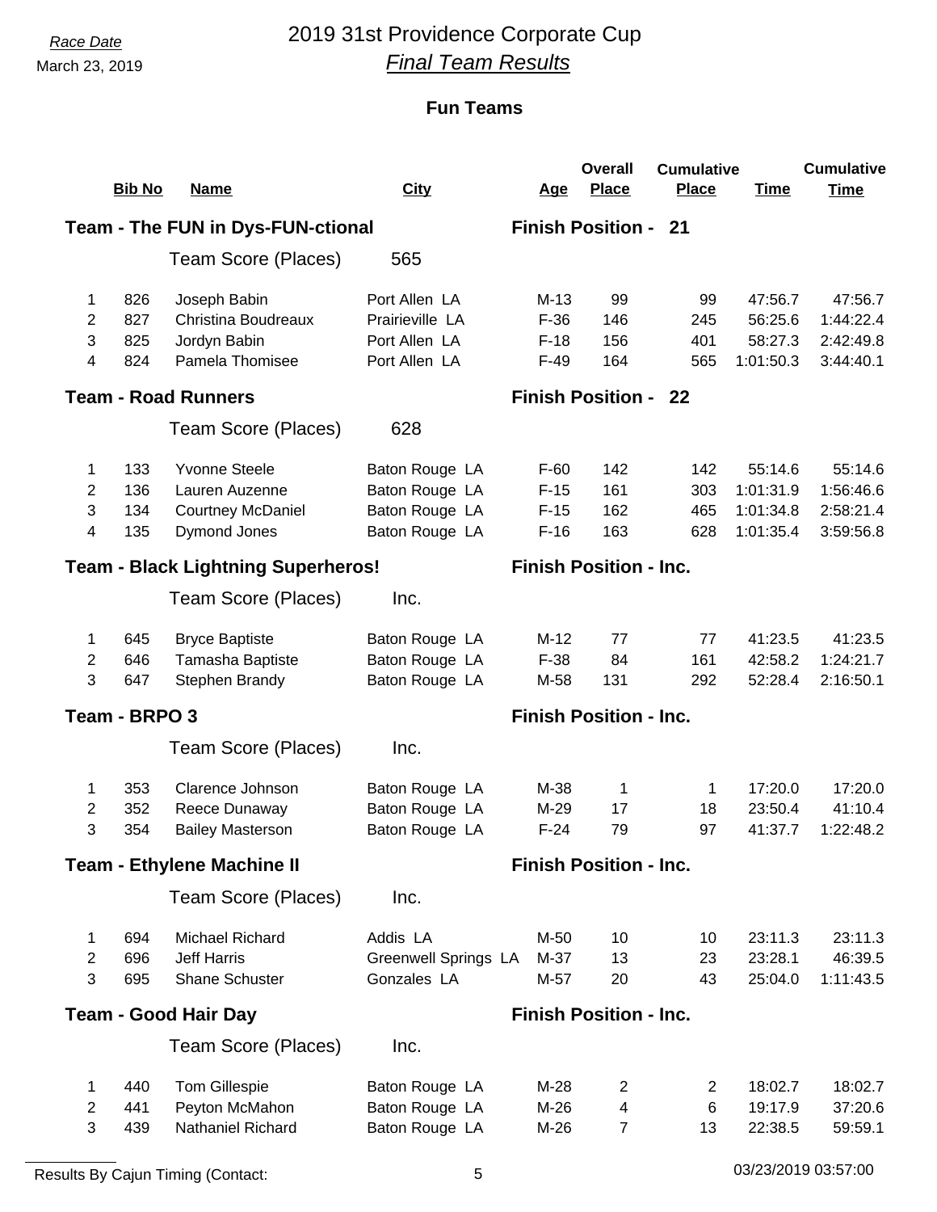*Race Date*
March 23, 2019

# 2019 31st Providence Corporate Cup
## *Final Team Results*

### Fun Teams

**Team - The FUN in Dys-FUN-ctional** — **Finish Position - 21**

Team Score (Places) 565

| | Bib No | Name | City | Age | Overall Place | Cumulative Place | Time | Cumulative Time |
|---|---|---|---|---|---|---|---|---|
| 1 | 826 | Joseph Babin | Port Allen LA | M-13 | 99 | 99 | 47:56.7 | 47:56.7 |
| 2 | 827 | Christina Boudreaux | Prairieville LA | F-36 | 146 | 245 | 56:25.6 | 1:44:22.4 |
| 3 | 825 | Jordyn Babin | Port Allen LA | F-18 | 156 | 401 | 58:27.3 | 2:42:49.8 |
| 4 | 824 | Pamela Thomisee | Port Allen LA | F-49 | 164 | 565 | 1:01:50.3 | 3:44:40.1 |

**Team - Road Runners** — **Finish Position - 22**

Team Score (Places) 628

| | Bib No | Name | City | Age | Overall Place | Cumulative Place | Time | Cumulative Time |
|---|---|---|---|---|---|---|---|---|
| 1 | 133 | Yvonne Steele | Baton Rouge LA | F-60 | 142 | 142 | 55:14.6 | 55:14.6 |
| 2 | 136 | Lauren Auzenne | Baton Rouge LA | F-15 | 161 | 303 | 1:01:31.9 | 1:56:46.6 |
| 3 | 134 | Courtney McDaniel | Baton Rouge LA | F-15 | 162 | 465 | 1:01:34.8 | 2:58:21.4 |
| 4 | 135 | Dymond Jones | Baton Rouge LA | F-16 | 163 | 628 | 1:01:35.4 | 3:59:56.8 |

**Team - Black Lightning Superheros!** — **Finish Position - Inc.**

Team Score (Places) Inc.

| | Bib No | Name | City | Age | Overall Place | Cumulative Place | Time | Cumulative Time |
|---|---|---|---|---|---|---|---|---|
| 1 | 645 | Bryce Baptiste | Baton Rouge LA | M-12 | 77 | 77 | 41:23.5 | 41:23.5 |
| 2 | 646 | Tamasha Baptiste | Baton Rouge LA | F-38 | 84 | 161 | 42:58.2 | 1:24:21.7 |
| 3 | 647 | Stephen Brandy | Baton Rouge LA | M-58 | 131 | 292 | 52:28.4 | 2:16:50.1 |

**Team - BRPO 3** — **Finish Position - Inc.**

Team Score (Places) Inc.

| | Bib No | Name | City | Age | Overall Place | Cumulative Place | Time | Cumulative Time |
|---|---|---|---|---|---|---|---|---|
| 1 | 353 | Clarence Johnson | Baton Rouge LA | M-38 | 1 | 1 | 17:20.0 | 17:20.0 |
| 2 | 352 | Reece Dunaway | Baton Rouge LA | M-29 | 17 | 18 | 23:50.4 | 41:10.4 |
| 3 | 354 | Bailey Masterson | Baton Rouge LA | F-24 | 79 | 97 | 41:37.7 | 1:22:48.2 |

**Team - Ethylene Machine II** — **Finish Position - Inc.**

Team Score (Places) Inc.

| | Bib No | Name | City | Age | Overall Place | Cumulative Place | Time | Cumulative Time |
|---|---|---|---|---|---|---|---|---|
| 1 | 694 | Michael Richard | Addis LA | M-50 | 10 | 10 | 23:11.3 | 23:11.3 |
| 2 | 696 | Jeff Harris | Greenwell Springs LA | M-37 | 13 | 23 | 23:28.1 | 46:39.5 |
| 3 | 695 | Shane Schuster | Gonzales LA | M-57 | 20 | 43 | 25:04.0 | 1:11:43.5 |

**Team - Good Hair Day** — **Finish Position - Inc.**

Team Score (Places) Inc.

| | Bib No | Name | City | Age | Overall Place | Cumulative Place | Time | Cumulative Time |
|---|---|---|---|---|---|---|---|---|
| 1 | 440 | Tom Gillespie | Baton Rouge LA | M-28 | 2 | 2 | 18:02.7 | 18:02.7 |
| 2 | 441 | Peyton McMahon | Baton Rouge LA | M-26 | 4 | 6 | 19:17.9 | 37:20.6 |
| 3 | 439 | Nathaniel Richard | Baton Rouge LA | M-26 | 7 | 13 | 22:38.5 | 59:59.1 |

Results By Cajun Timing (Contact: 03/23/2019 03:57:00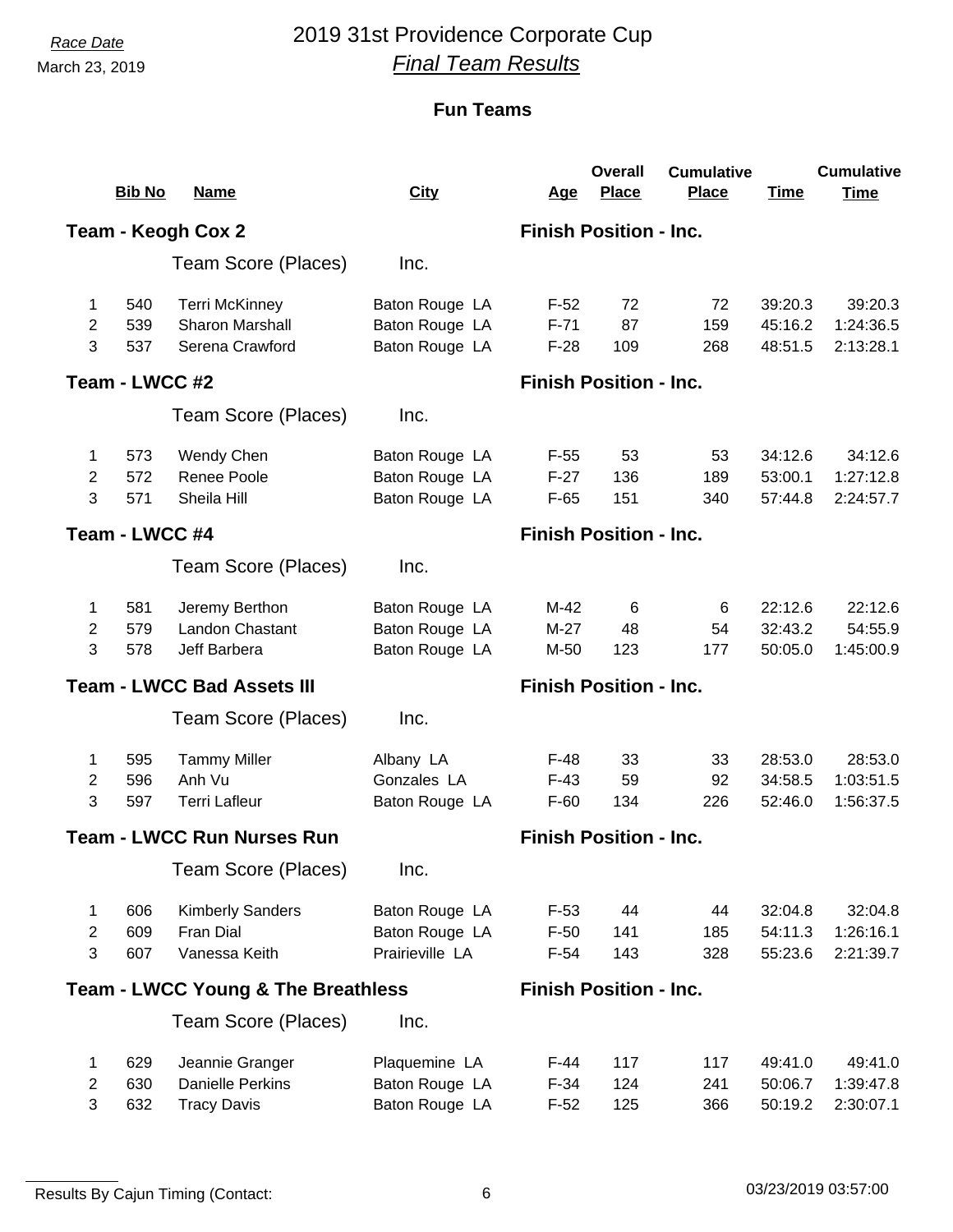*Race Date*
March 23, 2019

# 2019 31st Providence Corporate Cup
## *Final Team Results*

### Fun Teams

| | Bib No | Name | City | Age | Overall Place | Cumulative Place | Time | Cumulative Time |
|---|---|---|---|---|---|---|---|---|
| **Team - Keogh Cox 2** | | | | **Finish Position - Inc.** | | | | |
| | | Team Score (Places) | Inc. | | | | | |
| 1 | 540 | Terri McKinney | Baton Rouge LA | F-52 | 72 | 72 | 39:20.3 | 39:20.3 |
| 2 | 539 | Sharon Marshall | Baton Rouge LA | F-71 | 87 | 159 | 45:16.2 | 1:24:36.5 |
| 3 | 537 | Serena Crawford | Baton Rouge LA | F-28 | 109 | 268 | 48:51.5 | 2:13:28.1 |
| **Team - LWCC #2** | | | | **Finish Position - Inc.** | | | | |
| | | Team Score (Places) | Inc. | | | | | |
| 1 | 573 | Wendy Chen | Baton Rouge LA | F-55 | 53 | 53 | 34:12.6 | 34:12.6 |
| 2 | 572 | Renee Poole | Baton Rouge LA | F-27 | 136 | 189 | 53:00.1 | 1:27:12.8 |
| 3 | 571 | Sheila Hill | Baton Rouge LA | F-65 | 151 | 340 | 57:44.8 | 2:24:57.7 |
| **Team - LWCC #4** | | | | **Finish Position - Inc.** | | | | |
| | | Team Score (Places) | Inc. | | | | | |
| 1 | 581 | Jeremy Berthon | Baton Rouge LA | M-42 | 6 | 6 | 22:12.6 | 22:12.6 |
| 2 | 579 | Landon Chastant | Baton Rouge LA | M-27 | 48 | 54 | 32:43.2 | 54:55.9 |
| 3 | 578 | Jeff Barbera | Baton Rouge LA | M-50 | 123 | 177 | 50:05.0 | 1:45:00.9 |
| **Team - LWCC Bad Assets III** | | | | **Finish Position - Inc.** | | | | |
| | | Team Score (Places) | Inc. | | | | | |
| 1 | 595 | Tammy Miller | Albany LA | F-48 | 33 | 33 | 28:53.0 | 28:53.0 |
| 2 | 596 | Anh Vu | Gonzales LA | F-43 | 59 | 92 | 34:58.5 | 1:03:51.5 |
| 3 | 597 | Terri Lafleur | Baton Rouge LA | F-60 | 134 | 226 | 52:46.0 | 1:56:37.5 |
| **Team - LWCC Run Nurses Run** | | | | **Finish Position - Inc.** | | | | |
| | | Team Score (Places) | Inc. | | | | | |
| 1 | 606 | Kimberly Sanders | Baton Rouge LA | F-53 | 44 | 44 | 32:04.8 | 32:04.8 |
| 2 | 609 | Fran Dial | Baton Rouge LA | F-50 | 141 | 185 | 54:11.3 | 1:26:16.1 |
| 3 | 607 | Vanessa Keith | Prairieville LA | F-54 | 143 | 328 | 55:23.6 | 2:21:39.7 |
| **Team - LWCC Young & The Breathless** | | | | **Finish Position - Inc.** | | | | |
| | | Team Score (Places) | Inc. | | | | | |
| 1 | 629 | Jeannie Granger | Plaquemine LA | F-44 | 117 | 117 | 49:41.0 | 49:41.0 |
| 2 | 630 | Danielle Perkins | Baton Rouge LA | F-34 | 124 | 241 | 50:06.7 | 1:39:47.8 |
| 3 | 632 | Tracy Davis | Baton Rouge LA | F-52 | 125 | 366 | 50:19.2 | 2:30:07.1 |

Results By Cajun Timing (Contact: 03/23/2019 03:57:00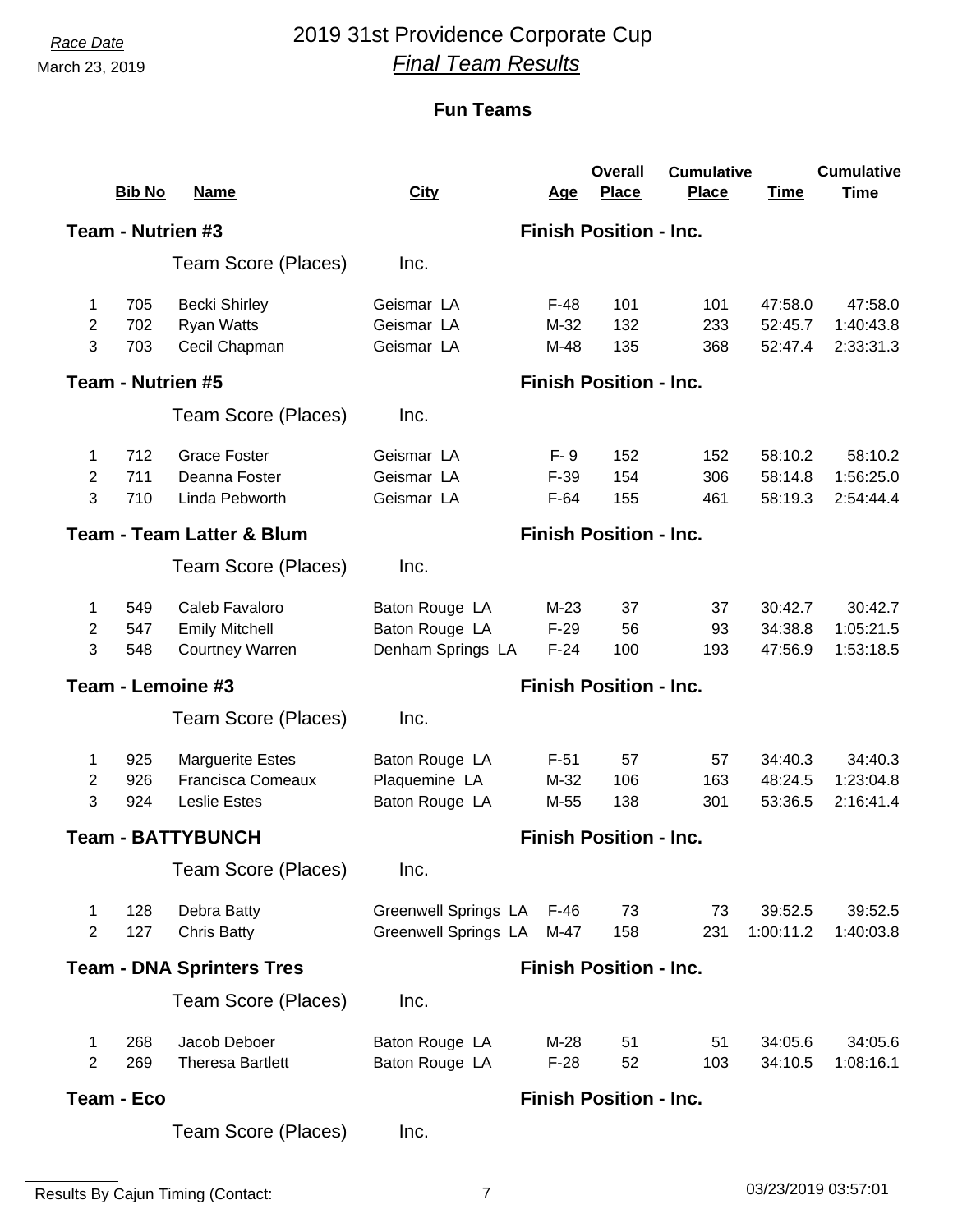Race Date
March 23, 2019

# 2019 31st Providence Corporate Cup
## *Final Team Results*

### Fun Teams

| | Bib No | Name | City | Age | Overall Place | Cumulative Place | Time | Cumulative Time |
|---|---|---|---|---|---|---|---|---|
| **Team - Nutrien #3** | | | | **Finish Position - Inc.** | | | | |
| | | Team Score (Places) | Inc. | | | | | |
| 1 | 705 | Becki Shirley | Geismar LA | F-48 | 101 | 101 | 47:58.0 | 47:58.0 |
| 2 | 702 | Ryan Watts | Geismar LA | M-32 | 132 | 233 | 52:45.7 | 1:40:43.8 |
| 3 | 703 | Cecil Chapman | Geismar LA | M-48 | 135 | 368 | 52:47.4 | 2:33:31.3 |
| **Team - Nutrien #5** | | | | **Finish Position - Inc.** | | | | |
| | | Team Score (Places) | Inc. | | | | | |
| 1 | 712 | Grace Foster | Geismar LA | F- 9 | 152 | 152 | 58:10.2 | 58:10.2 |
| 2 | 711 | Deanna Foster | Geismar LA | F-39 | 154 | 306 | 58:14.8 | 1:56:25.0 |
| 3 | 710 | Linda Pebworth | Geismar LA | F-64 | 155 | 461 | 58:19.3 | 2:54:44.4 |
| **Team - Team Latter & Blum** | | | | **Finish Position - Inc.** | | | | |
| | | Team Score (Places) | Inc. | | | | | |
| 1 | 549 | Caleb Favaloro | Baton Rouge LA | M-23 | 37 | 37 | 30:42.7 | 30:42.7 |
| 2 | 547 | Emily Mitchell | Baton Rouge LA | F-29 | 56 | 93 | 34:38.8 | 1:05:21.5 |
| 3 | 548 | Courtney Warren | Denham Springs LA | F-24 | 100 | 193 | 47:56.9 | 1:53:18.5 |
| **Team - Lemoine #3** | | | | **Finish Position - Inc.** | | | | |
| | | Team Score (Places) | Inc. | | | | | |
| 1 | 925 | Marguerite Estes | Baton Rouge LA | F-51 | 57 | 57 | 34:40.3 | 34:40.3 |
| 2 | 926 | Francisca Comeaux | Plaquemine LA | M-32 | 106 | 163 | 48:24.5 | 1:23:04.8 |
| 3 | 924 | Leslie Estes | Baton Rouge LA | M-55 | 138 | 301 | 53:36.5 | 2:16:41.4 |
| **Team - BATTYBUNCH** | | | | **Finish Position - Inc.** | | | | |
| | | Team Score (Places) | Inc. | | | | | |
| 1 | 128 | Debra Batty | Greenwell Springs LA | F-46 | 73 | 73 | 39:52.5 | 39:52.5 |
| 2 | 127 | Chris Batty | Greenwell Springs LA | M-47 | 158 | 231 | 1:00:11.2 | 1:40:03.8 |
| **Team - DNA Sprinters Tres** | | | | **Finish Position - Inc.** | | | | |
| | | Team Score (Places) | Inc. | | | | | |
| 1 | 268 | Jacob Deboer | Baton Rouge LA | M-28 | 51 | 51 | 34:05.6 | 34:05.6 |
| 2 | 269 | Theresa Bartlett | Baton Rouge LA | F-28 | 52 | 103 | 34:10.5 | 1:08:16.1 |
| **Team - Eco** | | | | **Finish Position - Inc.** | | | | |
| | | Team Score (Places) | Inc. | | | | | |

Results By Cajun Timing (Contact:

03/23/2019 03:57:01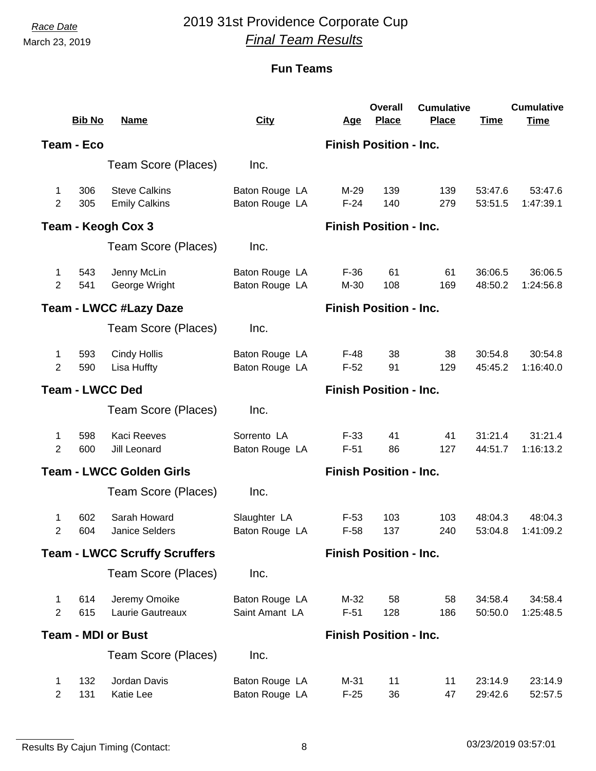*Race Date*

March 23, 2019

# 2019 31st Providence Corporate Cup

## *Final Team Results*

### Fun Teams

| | Bib No | Name | City | Age | Overall Place | Cumulative Place | Time | Cumulative Time |
|---|---|---|---|---|---|---|---|---|
| **Team - Eco** | | | | **Finish Position - Inc.** | | | | |
| | | Team Score (Places) | Inc. | | | | | |
| 1 | 306 | Steve Calkins | Baton Rouge LA | M-29 | 139 | 139 | 53:47.6 | 53:47.6 |
| 2 | 305 | Emily Calkins | Baton Rouge LA | F-24 | 140 | 279 | 53:51.5 | 1:47:39.1 |
| **Team - Keogh Cox 3** | | | | **Finish Position - Inc.** | | | | |
| | | Team Score (Places) | Inc. | | | | | |
| 1 | 543 | Jenny McLin | Baton Rouge LA | F-36 | 61 | 61 | 36:06.5 | 36:06.5 |
| 2 | 541 | George Wright | Baton Rouge LA | M-30 | 108 | 169 | 48:50.2 | 1:24:56.8 |
| **Team - LWCC #Lazy Daze** | | | | **Finish Position - Inc.** | | | | |
| | | Team Score (Places) | Inc. | | | | | |
| 1 | 593 | Cindy Hollis | Baton Rouge LA | F-48 | 38 | 38 | 30:54.8 | 30:54.8 |
| 2 | 590 | Lisa Huffty | Baton Rouge LA | F-52 | 91 | 129 | 45:45.2 | 1:16:40.0 |
| **Team - LWCC Ded** | | | | **Finish Position - Inc.** | | | | |
| | | Team Score (Places) | Inc. | | | | | |
| 1 | 598 | Kaci Reeves | Sorrento LA | F-33 | 41 | 41 | 31:21.4 | 31:21.4 |
| 2 | 600 | Jill Leonard | Baton Rouge LA | F-51 | 86 | 127 | 44:51.7 | 1:16:13.2 |
| **Team - LWCC Golden Girls** | | | | **Finish Position - Inc.** | | | | |
| | | Team Score (Places) | Inc. | | | | | |
| 1 | 602 | Sarah Howard | Slaughter LA | F-53 | 103 | 103 | 48:04.3 | 48:04.3 |
| 2 | 604 | Janice Selders | Baton Rouge LA | F-58 | 137 | 240 | 53:04.8 | 1:41:09.2 |
| **Team - LWCC Scruffy Scruffers** | | | | **Finish Position - Inc.** | | | | |
| | | Team Score (Places) | Inc. | | | | | |
| 1 | 614 | Jeremy Omoike | Baton Rouge LA | M-32 | 58 | 58 | 34:58.4 | 34:58.4 |
| 2 | 615 | Laurie Gautreaux | Saint Amant LA | F-51 | 128 | 186 | 50:50.0 | 1:25:48.5 |
| **Team - MDI or Bust** | | | | **Finish Position - Inc.** | | | | |
| | | Team Score (Places) | Inc. | | | | | |
| 1 | 132 | Jordan Davis | Baton Rouge LA | M-31 | 11 | 11 | 23:14.9 | 23:14.9 |
| 2 | 131 | Katie Lee | Baton Rouge LA | F-25 | 36 | 47 | 29:42.6 | 52:57.5 |

Results By Cajun Timing (Contact: 03/23/2019 03:57:01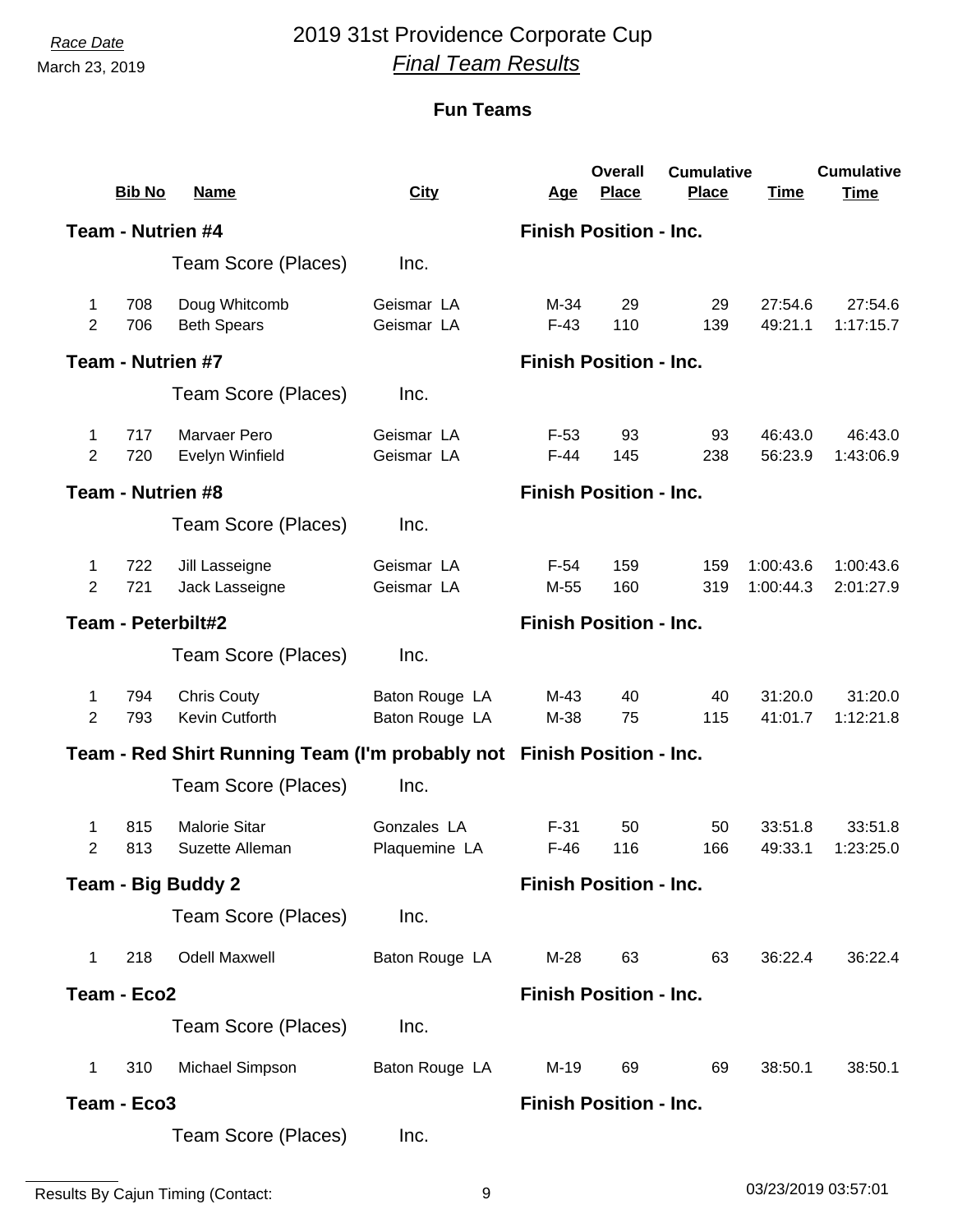Race Date
March 23, 2019

# 2019 31st Providence Corporate Cup
## *Final Team Results*

### Fun Teams

| | Bib No | Name | City | Age | Overall Place | Cumulative Place | Time | Cumulative Time |
|---|---|---|---|---|---|---|---|---|
| **Team - Nutrien #4** | | | | **Finish Position - Inc.** | | | | |
| | | Team Score (Places) | Inc. | | | | | |
| 1 | 708 | Doug Whitcomb | Geismar LA | M-34 | 29 | 29 | 27:54.6 | 27:54.6 |
| 2 | 706 | Beth Spears | Geismar LA | F-43 | 110 | 139 | 49:21.1 | 1:17:15.7 |
| **Team - Nutrien #7** | | | | **Finish Position - Inc.** | | | | |
| | | Team Score (Places) | Inc. | | | | | |
| 1 | 717 | Marvaer Pero | Geismar LA | F-53 | 93 | 93 | 46:43.0 | 46:43.0 |
| 2 | 720 | Evelyn Winfield | Geismar LA | F-44 | 145 | 238 | 56:23.9 | 1:43:06.9 |
| **Team - Nutrien #8** | | | | **Finish Position - Inc.** | | | | |
| | | Team Score (Places) | Inc. | | | | | |
| 1 | 722 | Jill Lasseigne | Geismar LA | F-54 | 159 | 159 | 1:00:43.6 | 1:00:43.6 |
| 2 | 721 | Jack Lasseigne | Geismar LA | M-55 | 160 | 319 | 1:00:44.3 | 2:01:27.9 |
| **Team - Peterbilt#2** | | | | **Finish Position - Inc.** | | | | |
| | | Team Score (Places) | Inc. | | | | | |
| 1 | 794 | Chris Couty | Baton Rouge LA | M-43 | 40 | 40 | 31:20.0 | 31:20.0 |
| 2 | 793 | Kevin Cutforth | Baton Rouge LA | M-38 | 75 | 115 | 41:01.7 | 1:12:21.8 |
| **Team - Red Shirt Running Team (I'm probably not** | | | | **Finish Position - Inc.** | | | | |
| | | Team Score (Places) | Inc. | | | | | |
| 1 | 815 | Malorie Sitar | Gonzales LA | F-31 | 50 | 50 | 33:51.8 | 33:51.8 |
| 2 | 813 | Suzette Alleman | Plaquemine LA | F-46 | 116 | 166 | 49:33.1 | 1:23:25.0 |
| **Team - Big Buddy 2** | | | | **Finish Position - Inc.** | | | | |
| | | Team Score (Places) | Inc. | | | | | |
| 1 | 218 | Odell Maxwell | Baton Rouge LA | M-28 | 63 | 63 | 36:22.4 | 36:22.4 |
| **Team - Eco2** | | | | **Finish Position - Inc.** | | | | |
| | | Team Score (Places) | Inc. | | | | | |
| 1 | 310 | Michael Simpson | Baton Rouge LA | M-19 | 69 | 69 | 38:50.1 | 38:50.1 |
| **Team - Eco3** | | | | **Finish Position - Inc.** | | | | |
| | | Team Score (Places) | Inc. | | | | | |

Results By Cajun Timing (Contact:

03/23/2019 03:57:01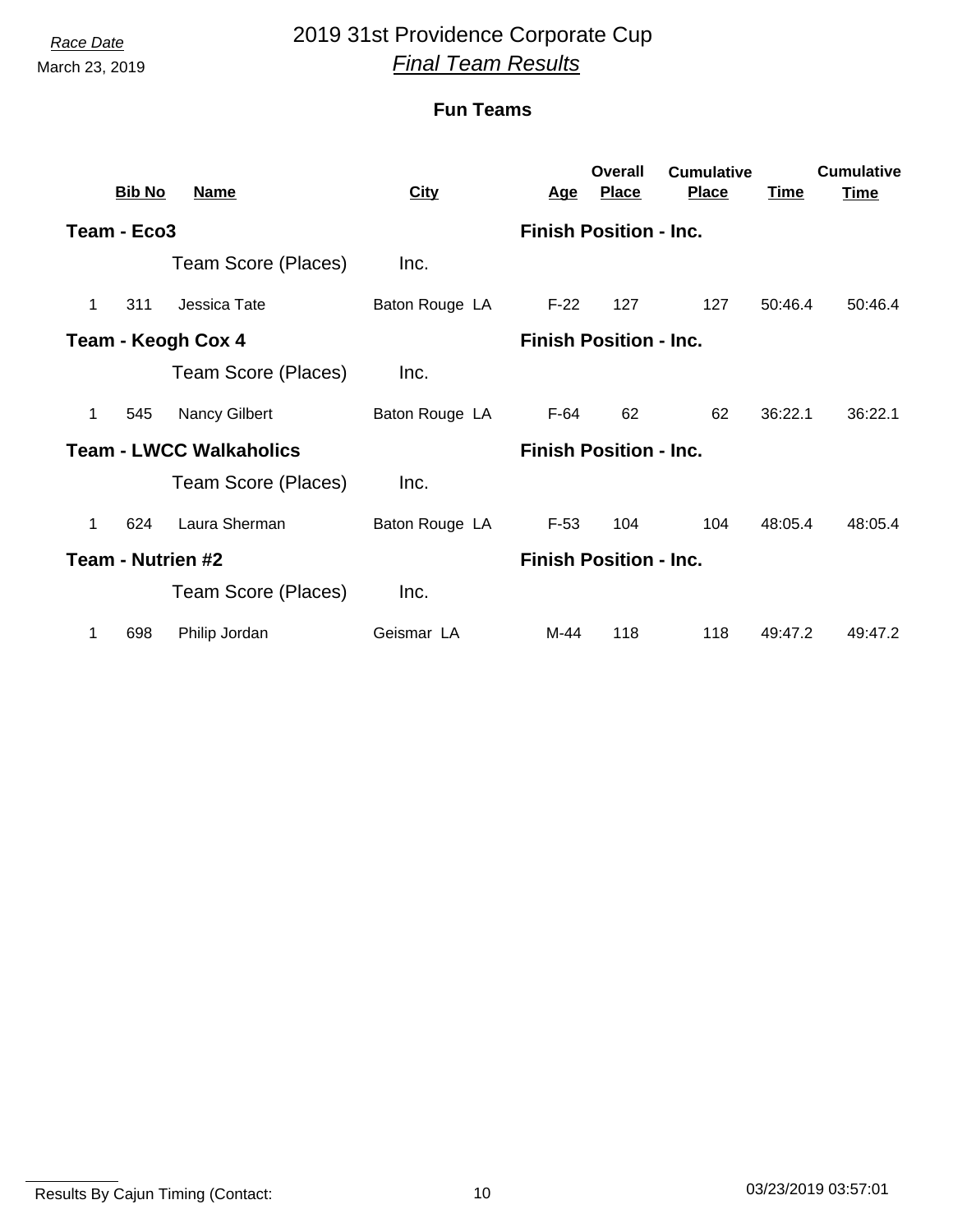*Race Date*
March 23, 2019

# 2019 31st Providence Corporate Cup
## *Final Team Results*

### Fun Teams

| | Bib No | Name | City | Age | Overall Place | Cumulative Place | Time | Cumulative Time |
|---|---|---|---|---|---|---|---|---|
| **Team - Eco3** | | | | **Finish Position - Inc.** | | | | |
| | | Team Score (Places) | Inc. | | | | | |
| 1 | 311 | Jessica Tate | Baton Rouge LA | F-22 | 127 | 127 | 50:46.4 | 50:46.4 |
| **Team - Keogh Cox 4** | | | | **Finish Position - Inc.** | | | | |
| | | Team Score (Places) | Inc. | | | | | |
| 1 | 545 | Nancy Gilbert | Baton Rouge LA | F-64 | 62 | 62 | 36:22.1 | 36:22.1 |
| **Team - LWCC Walkaholics** | | | | **Finish Position - Inc.** | | | | |
| | | Team Score (Places) | Inc. | | | | | |
| 1 | 624 | Laura Sherman | Baton Rouge LA | F-53 | 104 | 104 | 48:05.4 | 48:05.4 |
| **Team - Nutrien #2** | | | | **Finish Position - Inc.** | | | | |
| | | Team Score (Places) | Inc. | | | | | |
| 1 | 698 | Philip Jordan | Geismar LA | M-44 | 118 | 118 | 49:47.2 | 49:47.2 |

Results By Cajun Timing (Contact:

03/23/2019 03:57:01